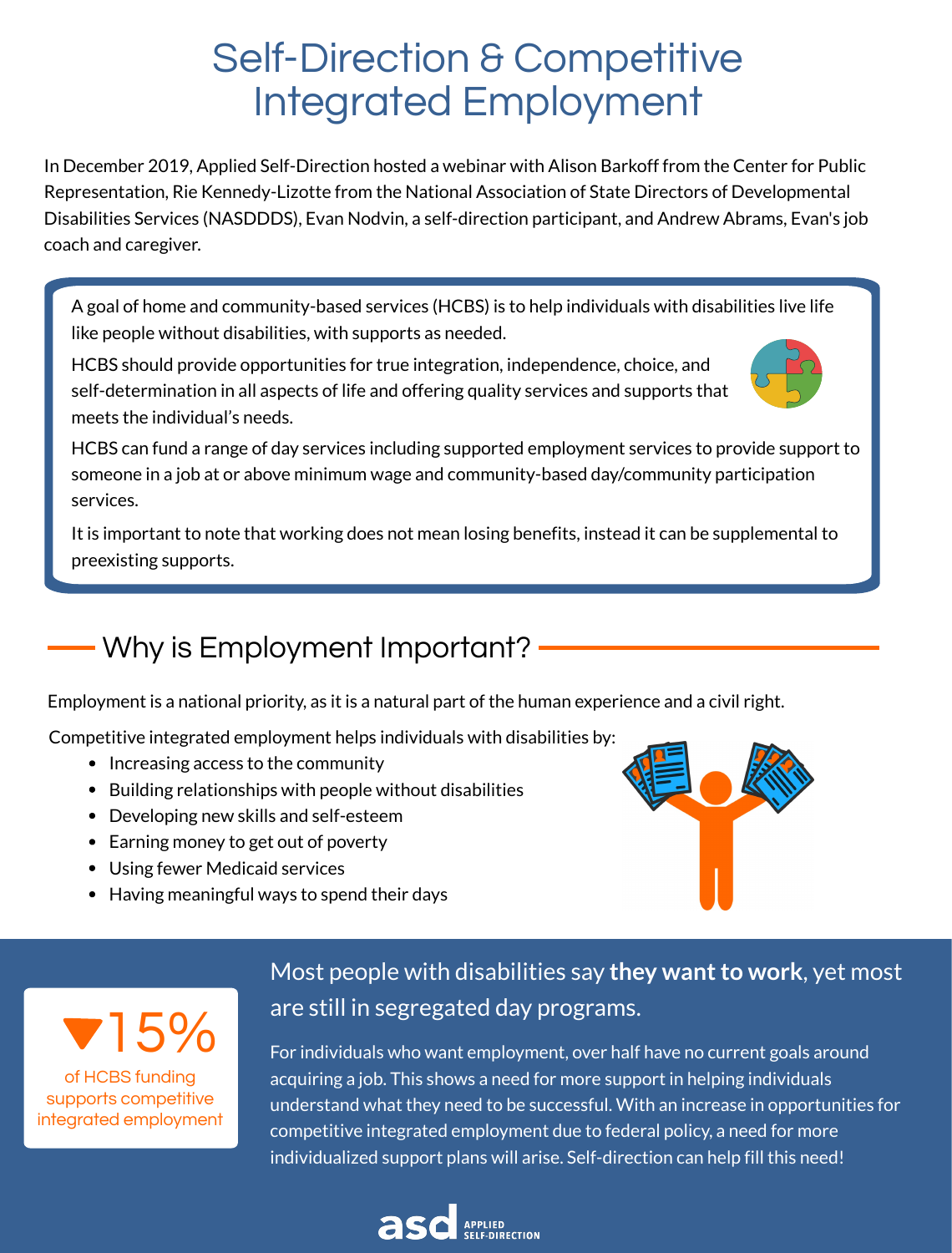# Self-Direction & Competitive Integrated Employment

In December 2019, Applied Self-Direction hosted a webinar with Alison Barkoff from the Center for Public Representation, Rie Kennedy-Lizotte from the National Association of State Directors of Developmental Disabilities Services (NASDDDS), Evan Nodvin, a self-direction participant, and Andrew Abrams, Evan's job coach and caregiver.

A goal of home and community-based services (HCBS) is to help individuals with disabilities live life like people without disabilities, with supports as needed.

HCBS should provide opportunities for true integration, independence, choice, and self-determination in all aspects of life and offering quality services and supports that meets the individual's needs.

HCBS can fund a range of day services including supported employment services to provide support to someone in a job at or above minimum wage and community-based day/community participation services.

It is important to note that working does not mean losing benefits, instead it can be supplemental to preexisting supports.

## Why is Employment Important?

Employment is a national priority, as it is a natural part of the human experience and a civil right.

Competitive integrated employment helps individuals with disabilities by:

- Increasing access to the community
- Building relationships with people without disabilities
- Developing new skills and self-esteem
- Earning money to get out of poverty
- Using fewer Medicaid services
- Having meaningful ways to spend their days

▼15%

of HCBS funding supports competitive integrated employment

Most people with disabilities say **they want to work**, yet most are still in segregated day programs.

For individuals who want employment, over half have no current goals around acquiring a job. This shows a need for more support in helping individuals understand what they need to be successful. With an increase in opportunities for competitive integrated employment due to federal policy, a need for more individualized support plans will arise. Self-direction can help fill this need!

asd APPLIED SELF-DIRECTION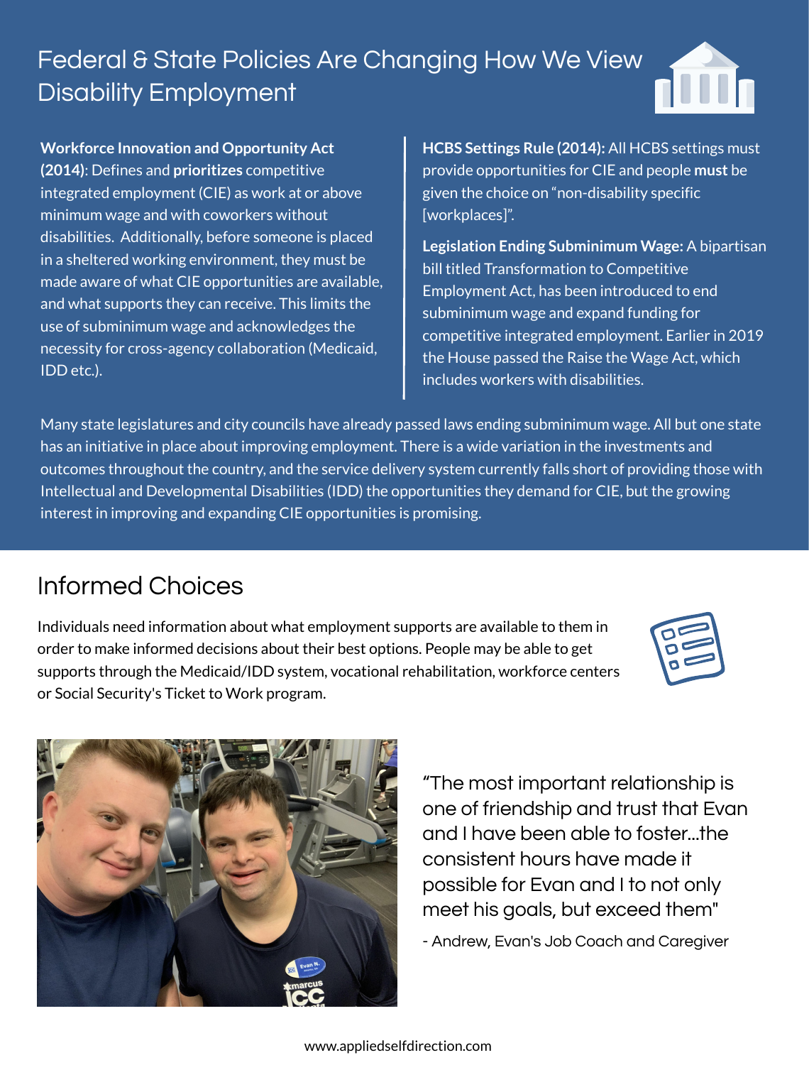## Federal & State Policies Are Changing How We View Disability Employment

**Workforce Innovation and Opportunity Act (2014)**: Defines and **prioritizes** competitive integrated employment (CIE) as work at or above minimum wage and with coworkers without disabilities. Additionally, before someone is placed in a sheltered working environment, they must be made aware of what CIE opportunities are available, and what supports they can receive. This limits the use of subminimum wage and acknowledges the necessity for cross-agency collaboration (Medicaid, IDD etc.).

**HCBS Settings Rule (2014):** All HCBS settings must provide opportunities for CIE and people **must** be given the choice on "non-disability specific [workplaces]".

**Legislation Ending Subminimum Wage:** A bipartisan bill titled Transformation to Competitive Employment Act, has been introduced to end subminimum wage and expand funding for competitive integrated employment. Earlier in 2019 the House passed the Raise the Wage Act, which includes workers with disabilities.

Many state legislatures and city councils have already passed laws ending subminimum wage. All but one state has an initiative in place about improving employment. There is a wide variation in the investments and outcomes throughout the country, and the service delivery system currently falls short of providing those with Intellectual and Developmental Disabilities (IDD) the opportunities they demand for CIE, but the growing interest in improving and expanding CIE opportunities is promising.

## Informed Choices

Individuals need information about what employment supports are available to them in order to make informed decisions about their best options. People may be able to get supports through the Medicaid/IDD system, vocational rehabilitation, workforce centers or Social Security's Ticket to Work program.

"The most important relationship is one of friendship and trust that Evan and I have been able to foster...the consistent hours have made it possible for Evan and I to not only meet his goals, but exceed them"

- Andrew, Evan's Job Coach and Caregiver

www.appliedselfdirection.com